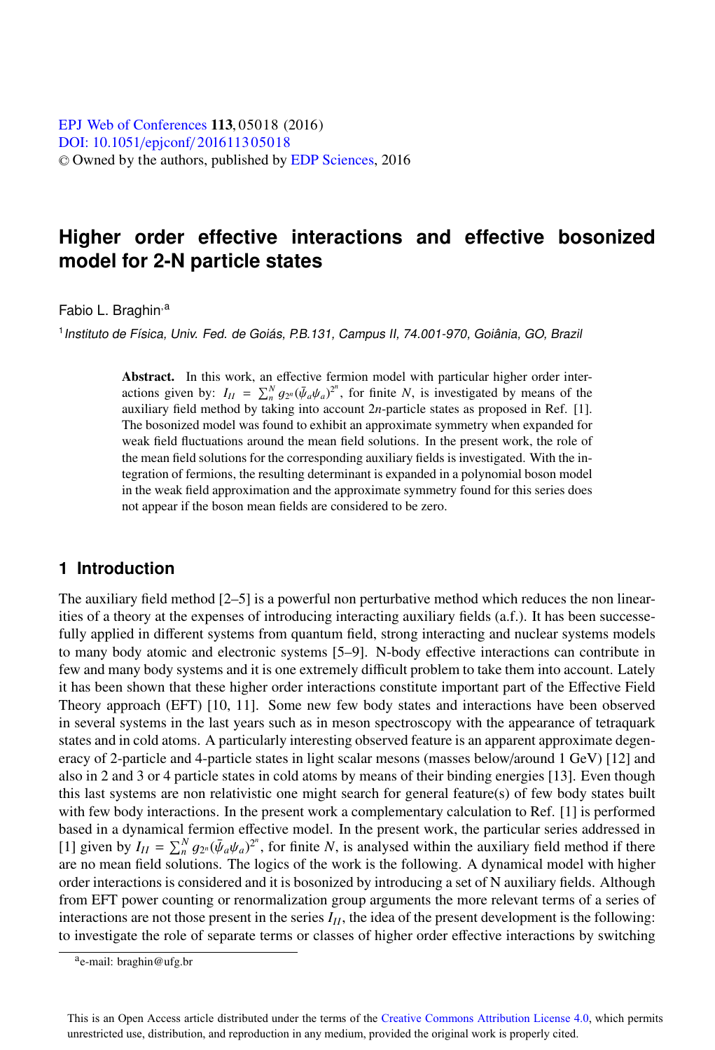# Higher order effective interactions and effective bosonized model for 2-N particle states

Fabio L. Braghin[1,a]

[1] *Instituto de Física, Univ. Fed. de Goiás, P.B.131, Campus II, 74.001-970, Goiânia, GO, Brazil*

**Abstract.** In this work, an effective fermion model with particular higher order interactions given by: $I_{II} = \sum_n^N g_{2^n}(\bar{\psi}_a \psi_a)^{2^n}$, for finite $N$, is investigated by means of the auxiliary field method by taking into account $2n$-particle states as proposed in Ref. [1]. The bosonized model was found to exhibit an approximate symmetry when expanded for weak field fluctuations around the mean field solutions. In the present work, the role of the mean field solutions for the corresponding auxiliary fields is investigated. With the integration of fermions, the resulting determinant is expanded in a polynomial boson model in the weak field approximation and the approximate symmetry found for this series does not appear if the boson mean fields are considered to be zero.

## 1 Introduction

The auxiliary field method [2–5] is a powerful non perturbative method which reduces the non linearities of a theory at the expenses of introducing interacting auxiliary fields (a.f.). It has been successefully applied in different systems from quantum field, strong interacting and nuclear systems models to many body atomic and electronic systems [5–9]. N-body effective interactions can contribute in few and many body systems and it is one extremely difficult problem to take them into account. Lately it has been shown that these higher order interactions constitute important part of the Effective Field Theory approach (EFT) [10, 11]. Some new few body states and interactions have been observed in several systems in the last years such as in meson spectroscopy with the appearance of tetraquark states and in cold atoms. A particularly interesting observed feature is an apparent approximate degeneracy of 2-particle and 4-particle states in light scalar mesons (masses below/around 1 GeV) [12] and also in 2 and 3 or 4 particle states in cold atoms by means of their binding energies [13]. Even though this last systems are non relativistic one might search for general feature(s) of few body states built with few body interactions. In the present work a complementary calculation to Ref. [1] is performed based in a dynamical fermion effective model. In the present work, the particular series addressed in [1] given by $I_{II} = \sum_n^N g_{2^n}(\bar{\psi}_a \psi_a)^{2^n}$, for finite $N$, is analysed within the auxiliary field method if there are no mean field solutions. The logics of the work is the following. A dynamical model with higher order interactions is considered and it is bosonized by introducing a set of N auxiliary fields. Although from EFT power counting or renormalization group arguments the more relevant terms of a series of interactions are not those present in the series $I_{II}$, the idea of the present development is the following: to investigate the role of separate terms or classes of higher order effective interactions by switching

[a] e-mail: braghin@ufg.br

This is an Open Access article distributed under the terms of the Creative Commons Attribution License 4.0, which permits unrestricted use, distribution, and reproduction in any medium, provided the original work is properly cited.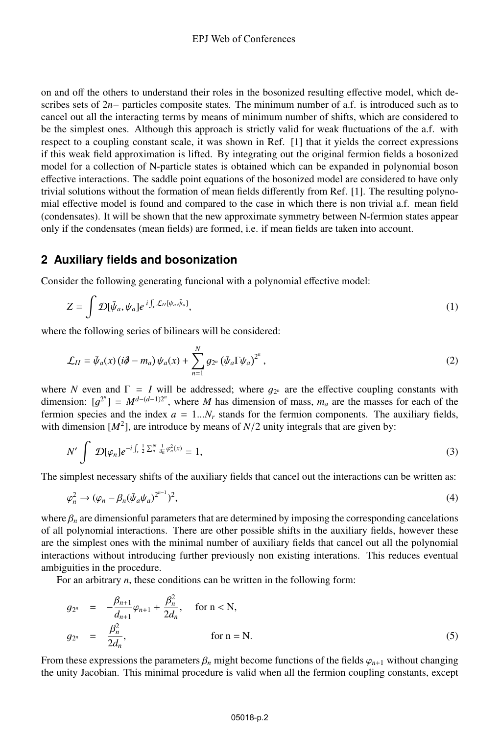on and off the others to understand their roles in the bosonized resulting effective model, which describes sets of $2n-$ particles composite states. The minimum number of a.f. is introduced such as to cancel out all the interacting terms by means of minimum number of shifts, which are considered to be the simplest ones. Although this approach is strictly valid for weak fluctuations of the a.f. with respect to a coupling constant scale, it was shown in Ref. [1] that it yields the correct expressions if this weak field approximation is lifted. By integrating out the original fermion fields a bosonized model for a collection of N-particle states is obtained which can be expanded in polynomial boson effective interactions. The saddle point equations of the bosonized model are considered to have only trivial solutions without the formation of mean fields differently from Ref. [1]. The resulting polynomial effective model is found and compared to the case in which there is non trivial a.f. mean field (condensates). It will be shown that the new approximate symmetry between N-fermion states appear only if the condensates (mean fields) are formed, i.e. if mean fields are taken into account.

## 2 Auxiliary fields and bosonization

Consider the following generating funcional with a polynomial effective model:

$$Z = \int \mathcal{D}[\bar{\psi}_a, \psi_a] e^{\, i\int_x \mathcal{L}_{II}[\psi_a, \bar{\psi}_a]}, \tag{1}$$

where the following series of bilinears will be considered:

$$\mathcal{L}_{II} = \bar{\psi}_a(x)\,(i\partial\!\!\!/ - m_a)\,\psi_a(x) + \sum_{n=1}^{N} g_{2^n}\,(\bar{\psi}_a \Gamma \psi_a)^{2^n}, \tag{2}$$

where $N$ even and $\Gamma = I$ will be addressed; where $g_{2^n}$ are the effective coupling constants with dimension: $[g^{2^n}] = M^{d-(d-1)2^n}$, where $M$ has dimension of mass, $m_a$ are the masses for each of the fermion species and the index $a = 1...N_r$ stands for the fermion components. The auxiliary fields, with dimension $[M^2]$, are introduce by means of $N/2$ unity integrals that are given by:

$$N' \int \mathcal{D}[\varphi_n] e^{-i\int_x \frac{1}{2}\sum_n^N \frac{1}{d_n}\varphi_n^2(x)} = 1, \tag{3}$$

The simplest necessary shifts of the auxiliary fields that cancel out the interactions can be written as:

$$\varphi_n^2 \to (\varphi_n - \beta_n(\bar{\psi}_a\psi_a)^{2^{n-1}})^2, \tag{4}$$

where $\beta_n$ are dimensionful parameters that are determined by imposing the corresponding cancelations of all polynomial interactions. There are other possible shifts in the auxiliary fields, however these are the simplest ones with the minimal number of auxiliary fields that cancel out all the polynomial interactions without introducing further previously non existing interations. This reduces eventual ambiguities in the procedure.

For an arbitrary $n$, these conditions can be written in the following form:

$$\begin{aligned}
g_{2^n} &= -\frac{\beta_{n+1}}{d_{n+1}}\varphi_{n+1} + \frac{\beta_n^2}{2d_n}, \quad \text{for n < N,} \\
g_{2^n} &= \frac{\beta_n^2}{2d_n}, \qquad\qquad\qquad\quad \text{for n = N.}
\end{aligned} \tag{5}$$

From these expressions the parameters $\beta_n$ might become functions of the fields $\varphi_{n+1}$ without changing the unity Jacobian. This minimal procedure is valid when all the fermion coupling constants, except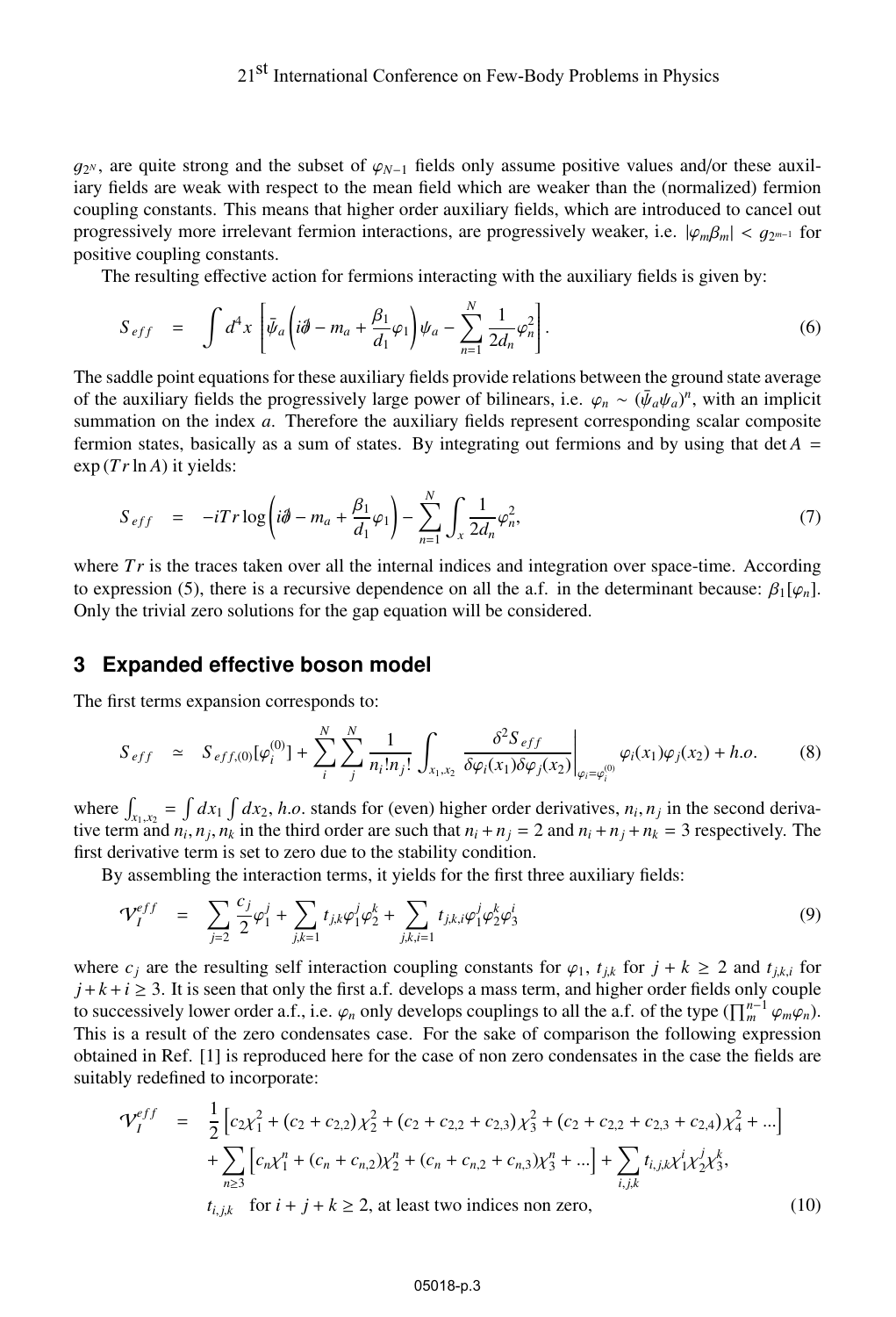$g_{2^N}$, are quite strong and the subset of $\varphi_{N-1}$ fields only assume positive values and/or these auxiliary fields are weak with respect to the mean field which are weaker than the (normalized) fermion coupling constants. This means that higher order auxiliary fields, which are introduced to cancel out progressively more irrelevant fermion interactions, are progressively weaker, i.e. $|\varphi_m \beta_m| < g_{2^{m-1}}$ for positive coupling constants.

The resulting effective action for fermions interacting with the auxiliary fields is given by:

$$S_{eff} = \int d^4x \left[ \bar{\psi}_a \left( i\partial\!\!\!/ - m_a + \frac{\beta_1}{d_1}\varphi_1 \right) \psi_a - \sum_{n=1}^{N} \frac{1}{2d_n}\varphi_n^2 \right]. \tag{6}$$

The saddle point equations for these auxiliary fields provide relations between the ground state average of the auxiliary fields the progressively large power of bilinears, i.e. $\varphi_n \sim (\bar{\psi}_a \psi_a)^n$, with an implicit summation on the index $a$. Therefore the auxiliary fields represent corresponding scalar composite fermion states, basically as a sum of states. By integrating out fermions and by using that $\det A = \exp(Tr \ln A)$ it yields:

$$S_{eff} = -iTr \log\left( i\partial\!\!\!/ - m_a + \frac{\beta_1}{d_1}\varphi_1 \right) - \sum_{n=1}^{N} \int_x \frac{1}{2d_n}\varphi_n^2, \tag{7}$$

where $Tr$ is the traces taken over all the internal indices and integration over space-time. According to expression (5), there is a recursive dependence on all the a.f. in the determinant because: $\beta_1[\varphi_n]$. Only the trivial zero solutions for the gap equation will be considered.

## 3 Expanded effective boson model

The first terms expansion corresponds to:

$$S_{eff} \simeq S_{eff,(0)}[\varphi_i^{(0)}] + \sum_i^N \sum_j^N \frac{1}{n_i! n_j!} \int_{x_1,x_2} \left. \frac{\delta^2 S_{eff}}{\delta\varphi_i(x_1)\delta\varphi_j(x_2)} \right|_{\varphi_i = \varphi_i^{(0)}} \varphi_i(x_1)\varphi_j(x_2) + h.o. \tag{8}$$

where $\int_{x_1,x_2} = \int dx_1 \int dx_2$, $h.o.$ stands for (even) higher order derivatives, $n_i, n_j$ in the second derivative term and $n_i, n_j, n_k$ in the third order are such that $n_i + n_j = 2$ and $n_i + n_j + n_k = 3$ respectively. The first derivative term is set to zero due to the stability condition.

By assembling the interaction terms, it yields for the first three auxiliary fields:

$$\mathcal{V}_I^{eff} = \sum_{j=2} \frac{c_j}{2}\varphi_1^j + \sum_{j,k=1} t_{j,k}\varphi_1^j \varphi_2^k + \sum_{j,k,i=1} t_{j,k,i}\varphi_1^j \varphi_2^k \varphi_3^i \tag{9}$$

where $c_j$ are the resulting self interaction coupling constants for $\varphi_1$, $t_{j,k}$ for $j + k \geq 2$ and $t_{j,k,i}$ for $j + k + i \geq 3$. It is seen that only the first a.f. develops a mass term, and higher order fields only couple to successively lower order a.f., i.e. $\varphi_n$ only develops couplings to all the a.f. of the type $(\prod_m^{n-1} \varphi_m \varphi_n)$. This is a result of the zero condensates case. For the sake of comparison the following expression obtained in Ref. [1] is reproduced here for the case of non zero condensates in the case the fields are suitably redefined to incorporate:

$$\begin{aligned}
\mathcal{V}_I^{eff} &= \frac{1}{2}\left[ c_2\chi_1^2 + (c_2 + c_{2,2})\chi_2^2 + (c_2 + c_{2,2} + c_{2,3})\chi_3^2 + (c_2 + c_{2,2} + c_{2,3} + c_{2,4})\chi_4^2 + \ldots \right] \\
&+ \sum_{n\geq 3} \left[ c_n\chi_1^n + (c_n + c_{n,2})\chi_2^n + (c_n + c_{n,2} + c_{n,3})\chi_3^n + \ldots \right] + \sum_{i,j,k} t_{i,j,k}\chi_1^i \chi_2^j \chi_3^k, \\
& t_{i,j,k} \quad \text{for } i + j + k \geq 2, \text{ at least two indices non zero,}
\end{aligned} \tag{10}$$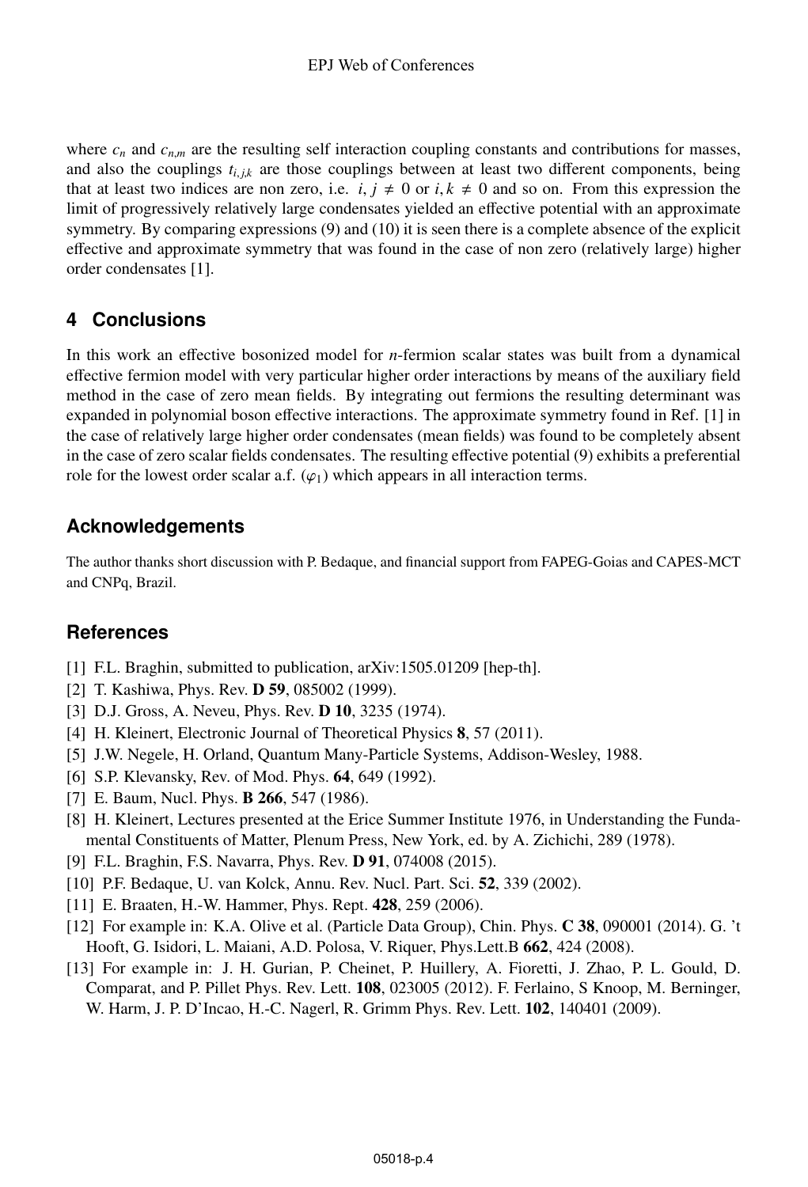where $c_n$ and $c_{n,m}$ are the resulting self interaction coupling constants and contributions for masses, and also the couplings $t_{i,j,k}$ are those couplings between at least two different components, being that at least two indices are non zero, i.e. $i, j \neq 0$ or $i, k \neq 0$ and so on. From this expression the limit of progressively relatively large condensates yielded an effective potential with an approximate symmetry. By comparing expressions (9) and (10) it is seen there is a complete absence of the explicit effective and approximate symmetry that was found in the case of non zero (relatively large) higher order condensates [1].

## 4 Conclusions

In this work an effective bosonized model for *n*-fermion scalar states was built from a dynamical effective fermion model with very particular higher order interactions by means of the auxiliary field method in the case of zero mean fields. By integrating out fermions the resulting determinant was expanded in polynomial boson effective interactions. The approximate symmetry found in Ref. [1] in the case of relatively large higher order condensates (mean fields) was found to be completely absent in the case of zero scalar fields condensates. The resulting effective potential (9) exhibits a preferential role for the lowest order scalar a.f. ($\varphi_1$) which appears in all interaction terms.

## Acknowledgements

The author thanks short discussion with P. Bedaque, and financial support from FAPEG-Goias and CAPES-MCT and CNPq, Brazil.

## References

[1] F.L. Braghin, submitted to publication, arXiv:1505.01209 [hep-th].

[2] T. Kashiwa, Phys. Rev. **D 59**, 085002 (1999).

[3] D.J. Gross, A. Neveu, Phys. Rev. **D 10**, 3235 (1974).

[4] H. Kleinert, Electronic Journal of Theoretical Physics **8**, 57 (2011).

[5] J.W. Negele, H. Orland, Quantum Many-Particle Systems, Addison-Wesley, 1988.

[6] S.P. Klevansky, Rev. of Mod. Phys. **64**, 649 (1992).

[7] E. Baum, Nucl. Phys. **B 266**, 547 (1986).

[8] H. Kleinert, Lectures presented at the Erice Summer Institute 1976, in Understanding the Fundamental Constituents of Matter, Plenum Press, New York, ed. by A. Zichichi, 289 (1978).

[9] F.L. Braghin, F.S. Navarra, Phys. Rev. **D 91**, 074008 (2015).

[10] P.F. Bedaque, U. van Kolck, Annu. Rev. Nucl. Part. Sci. **52**, 339 (2002).

[11] E. Braaten, H.-W. Hammer, Phys. Rept. **428**, 259 (2006).

[12] For example in: K.A. Olive et al. (Particle Data Group), Chin. Phys. **C 38**, 090001 (2014). G. 't Hooft, G. Isidori, L. Maiani, A.D. Polosa, V. Riquer, Phys.Lett.B **662**, 424 (2008).

[13] For example in: J. H. Gurian, P. Cheinet, P. Huillery, A. Fioretti, J. Zhao, P. L. Gould, D. Comparat, and P. Pillet Phys. Rev. Lett. **108**, 023005 (2012). F. Ferlaino, S Knoop, M. Berninger, W. Harm, J. P. D'Incao, H.-C. Nagerl, R. Grimm Phys. Rev. Lett. **102**, 140401 (2009).